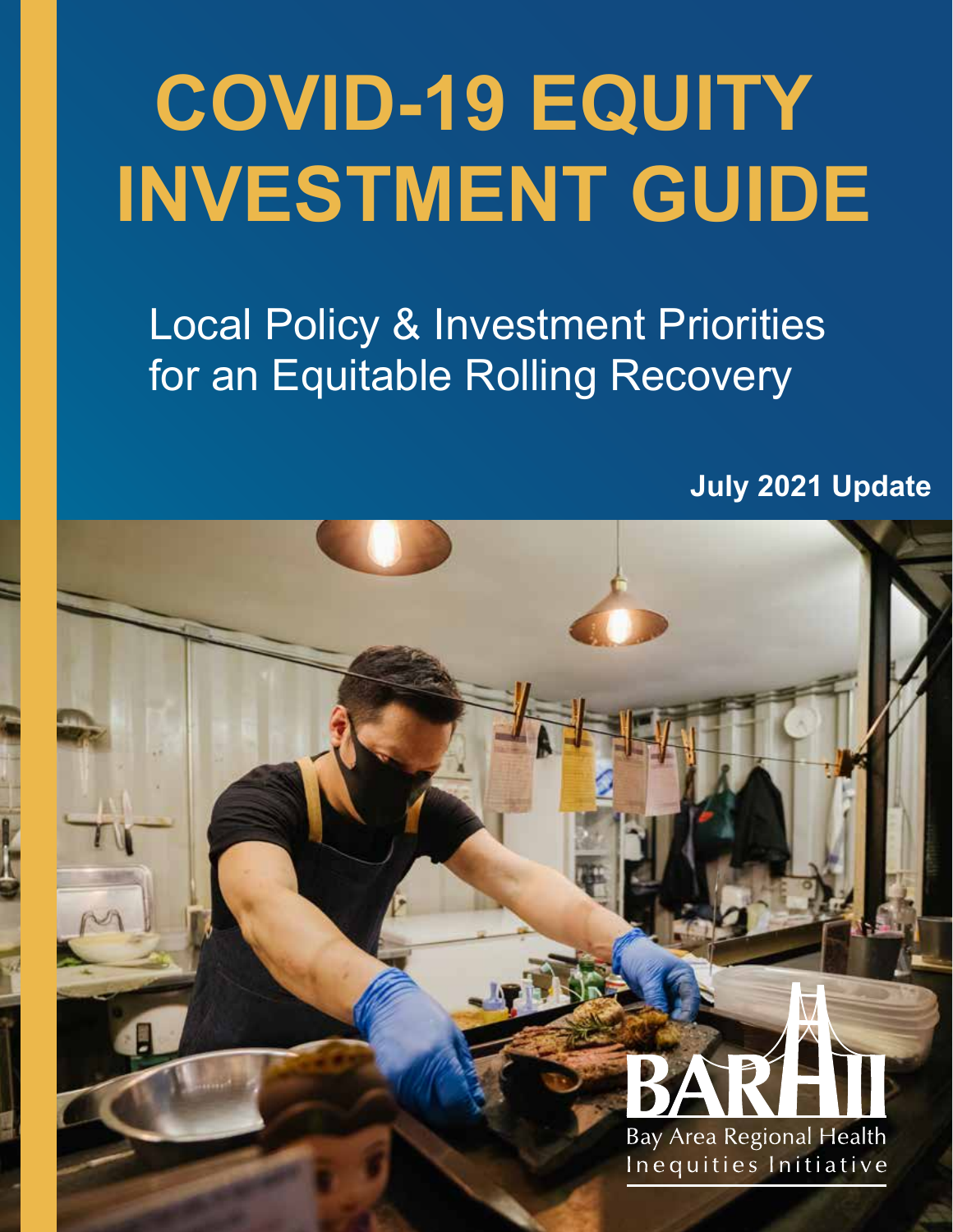# COVID-19 EQUITY INVESTMENT GUIDE

Local Policy & Investment Priorities for an Equitable Rolling Recovery

**July 2021 Update**

BARHII

Bay Area Regional Health Inequities Initiative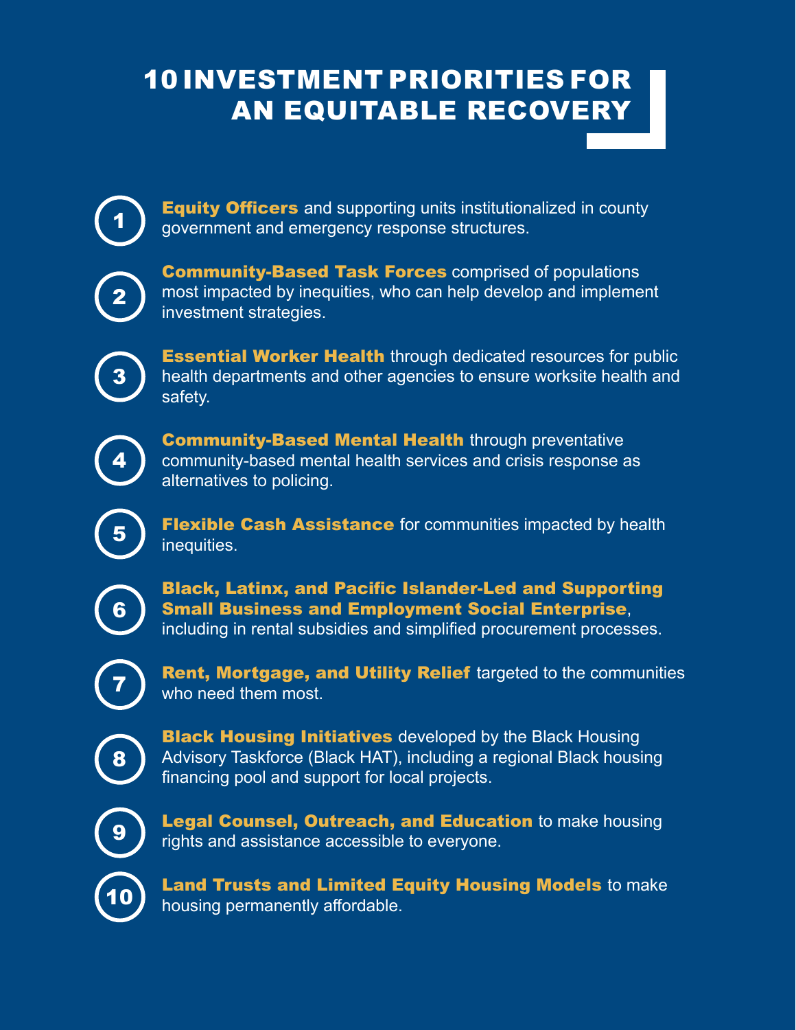# 10 INVESTMENT PRIORITIES FOR AN EQUITABLE RECOVERY

1. **Equity Officers** and supporting units institutionalized in county government and emergency response structures.
2. **Community-Based Task Forces** comprised of populations most impacted by inequities, who can help develop and implement investment strategies.
3. **Essential Worker Health** through dedicated resources for public health departments and other agencies to ensure worksite health and safety.
4. **Community-Based Mental Health** through preventative community-based mental health services and crisis response as alternatives to policing.
5. **Flexible Cash Assistance** for communities impacted by health inequities.
6. **Black, Latinx, and Pacific Islander-Led and Supporting Small Business and Employment Social Enterprise**, including in rental subsidies and simplified procurement processes.
7. **Rent, Mortgage, and Utility Relief** targeted to the communities who need them most.
8. **Black Housing Initiatives** developed by the Black Housing Advisory Taskforce (Black HAT), including a regional Black housing financing pool and support for local projects.
9. **Legal Counsel, Outreach, and Education** to make housing rights and assistance accessible to everyone.
10. **Land Trusts and Limited Equity Housing Models** to make housing permanently affordable.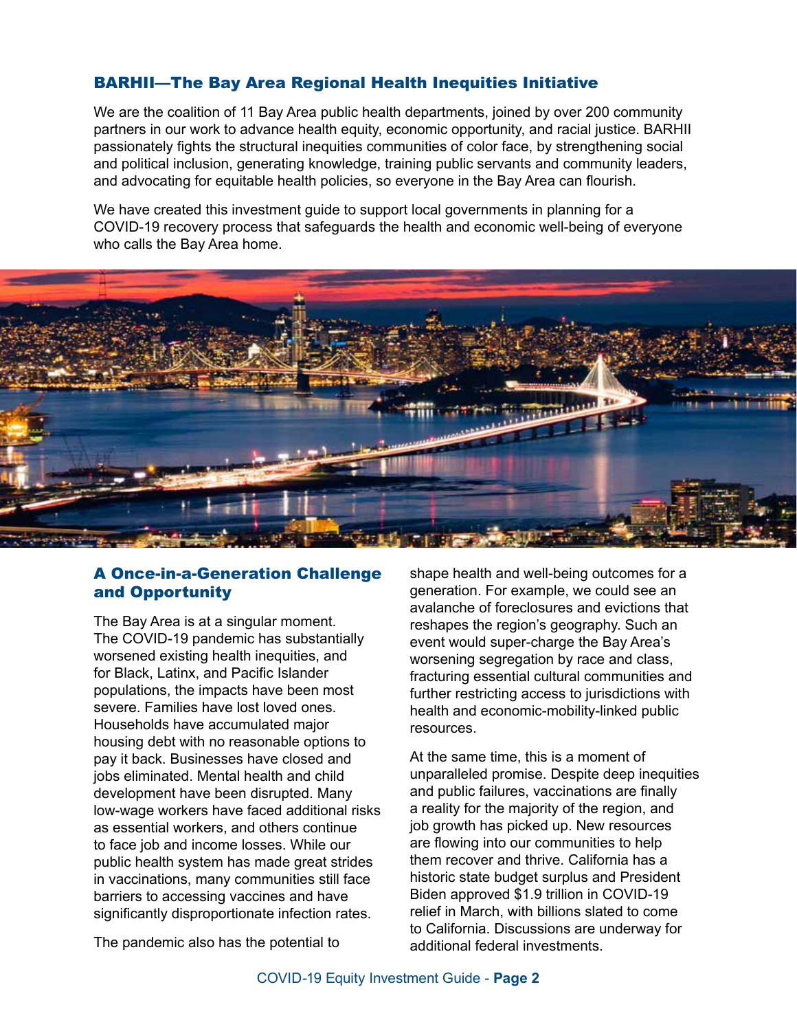## BARHII—The Bay Area Regional Health Inequities Initiative

We are the coalition of 11 Bay Area public health departments, joined by over 200 community partners in our work to advance health equity, economic opportunity, and racial justice. BARHII passionately fights the structural inequities communities of color face, by strengthening social and political inclusion, generating knowledge, training public servants and community leaders, and advocating for equitable health policies, so everyone in the Bay Area can flourish.

We have created this investment guide to support local governments in planning for a COVID-19 recovery process that safeguards the health and economic well-being of everyone who calls the Bay Area home.

## A Once-in-a-Generation Challenge and Opportunity

The Bay Area is at a singular moment. The COVID-19 pandemic has substantially worsened existing health inequities, and for Black, Latinx, and Pacific Islander populations, the impacts have been most severe. Families have lost loved ones. Households have accumulated major housing debt with no reasonable options to pay it back. Businesses have closed and jobs eliminated. Mental health and child development have been disrupted. Many low-wage workers have faced additional risks as essential workers, and others continue to face job and income losses. While our public health system has made great strides in vaccinations, many communities still face barriers to accessing vaccines and have significantly disproportionate infection rates.

The pandemic also has the potential to shape health and well-being outcomes for a generation. For example, we could see an avalanche of foreclosures and evictions that reshapes the region's geography. Such an event would super-charge the Bay Area's worsening segregation by race and class, fracturing essential cultural communities and further restricting access to jurisdictions with health and economic-mobility-linked public resources.

At the same time, this is a moment of unparalleled promise. Despite deep inequities and public failures, vaccinations are finally a reality for the majority of the region, and job growth has picked up. New resources are flowing into our communities to help them recover and thrive. California has a historic state budget surplus and President Biden approved $1.9 trillion in COVID-19 relief in March, with billions slated to come to California. Discussions are underway for additional federal investments.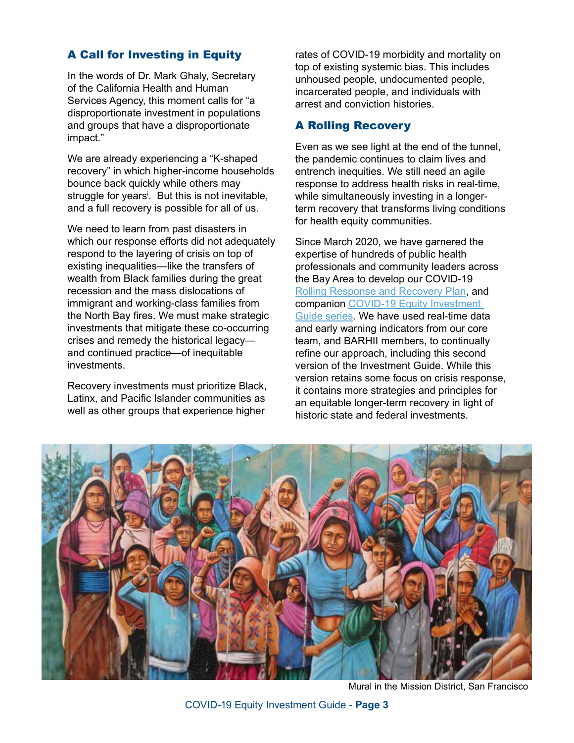## A Call for Investing in Equity

In the words of Dr. Mark Ghaly, Secretary of the California Health and Human Services Agency, this moment calls for "a disproportionate investment in populations and groups that have a disproportionate impact."

We are already experiencing a "K-shaped recovery" in which higher-income households bounce back quickly while others may struggle for years[i]. But this is not inevitable, and a full recovery is possible for all of us.

We need to learn from past disasters in which our response efforts did not adequately respond to the layering of crisis on top of existing inequalities—like the transfers of wealth from Black families during the great recession and the mass dislocations of immigrant and working-class families from the North Bay fires. We must make strategic investments that mitigate these co-occurring crises and remedy the historical legacy—and continued practice—of inequitable investments.

Recovery investments must prioritize Black, Latinx, and Pacific Islander communities as well as other groups that experience higher rates of COVID-19 morbidity and mortality on top of existing systemic bias. This includes unhoused people, undocumented people, incarcerated people, and individuals with arrest and conviction histories.

## A Rolling Recovery

Even as we see light at the end of the tunnel, the pandemic continues to claim lives and entrench inequities. We still need an agile response to address health risks in real-time, while simultaneously investing in a longer-term recovery that transforms living conditions for health equity communities.

Since March 2020, we have garnered the expertise of hundreds of public health professionals and community leaders across the Bay Area to develop our COVID-19 Rolling Response and Recovery Plan, and companion COVID-19 Equity Investment Guide series. We have used real-time data and early warning indicators from our core team, and BARHII members, to continually refine our approach, including this second version of the Investment Guide. While this version retains some focus on crisis response, it contains more strategies and principles for an equitable longer-term recovery in light of historic state and federal investments.

Mural in the Mission District, San Francisco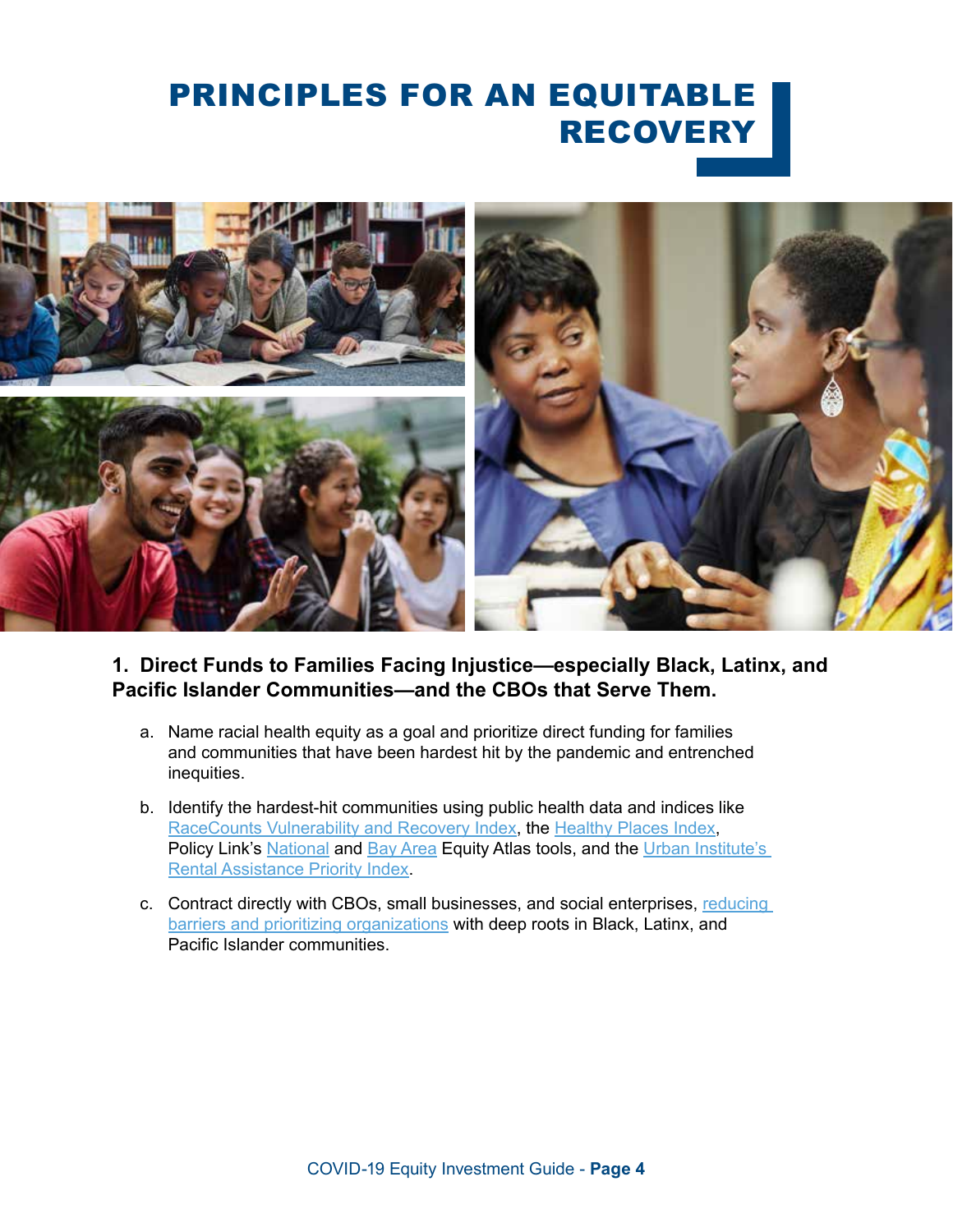# PRINCIPLES FOR AN EQUITABLE RECOVERY

**1. Direct Funds to Families Facing Injustice—especially Black, Latinx, and Pacific Islander Communities—and the CBOs that Serve Them.**

a. Name racial health equity as a goal and prioritize direct funding for families and communities that have been hardest hit by the pandemic and entrenched inequities.

b. Identify the hardest-hit communities using public health data and indices like RaceCounts Vulnerability and Recovery Index, the Healthy Places Index, Policy Link's National and Bay Area Equity Atlas tools, and the Urban Institute's Rental Assistance Priority Index.

c. Contract directly with CBOs, small businesses, and social enterprises, reducing barriers and prioritizing organizations with deep roots in Black, Latinx, and Pacific Islander communities.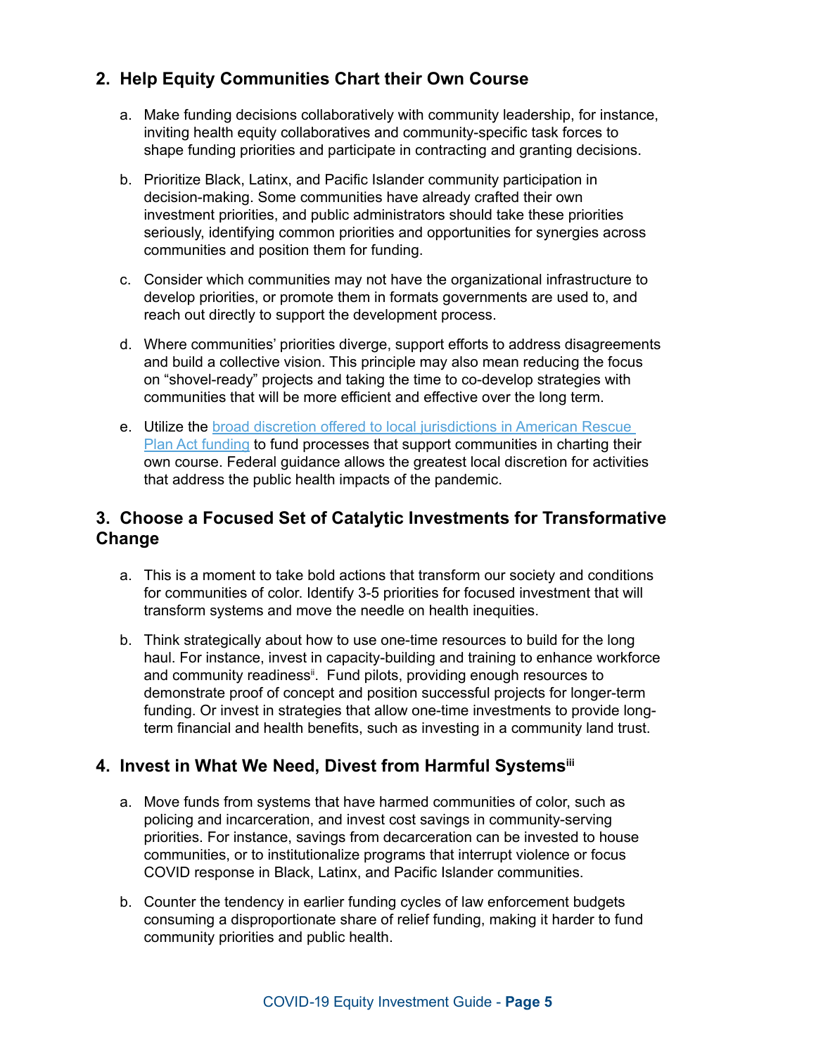## 2. Help Equity Communities Chart their Own Course

a. Make funding decisions collaboratively with community leadership, for instance, inviting health equity collaboratives and community-specific task forces to shape funding priorities and participate in contracting and granting decisions.

b. Prioritize Black, Latinx, and Pacific Islander community participation in decision-making. Some communities have already crafted their own investment priorities, and public administrators should take these priorities seriously, identifying common priorities and opportunities for synergies across communities and position them for funding.

c. Consider which communities may not have the organizational infrastructure to develop priorities, or promote them in formats governments are used to, and reach out directly to support the development process.

d. Where communities' priorities diverge, support efforts to address disagreements and build a collective vision. This principle may also mean reducing the focus on "shovel-ready" projects and taking the time to co-develop strategies with communities that will be more efficient and effective over the long term.

e. Utilize the broad discretion offered to local jurisdictions in American Rescue Plan Act funding to fund processes that support communities in charting their own course. Federal guidance allows the greatest local discretion for activities that address the public health impacts of the pandemic.

## 3. Choose a Focused Set of Catalytic Investments for Transformative Change

a. This is a moment to take bold actions that transform our society and conditions for communities of color. Identify 3-5 priorities for focused investment that will transform systems and move the needle on health inequities.

b. Think strategically about how to use one-time resources to build for the long haul. For instance, invest in capacity-building and training to enhance workforce and community readiness[ii]. Fund pilots, providing enough resources to demonstrate proof of concept and position successful projects for longer-term funding. Or invest in strategies that allow one-time investments to provide long-term financial and health benefits, such as investing in a community land trust.

## 4. Invest in What We Need, Divest from Harmful Systems[iii]

a. Move funds from systems that have harmed communities of color, such as policing and incarceration, and invest cost savings in community-serving priorities. For instance, savings from decarceration can be invested to house communities, or to institutionalize programs that interrupt violence or focus COVID response in Black, Latinx, and Pacific Islander communities.

b. Counter the tendency in earlier funding cycles of law enforcement budgets consuming a disproportionate share of relief funding, making it harder to fund community priorities and public health.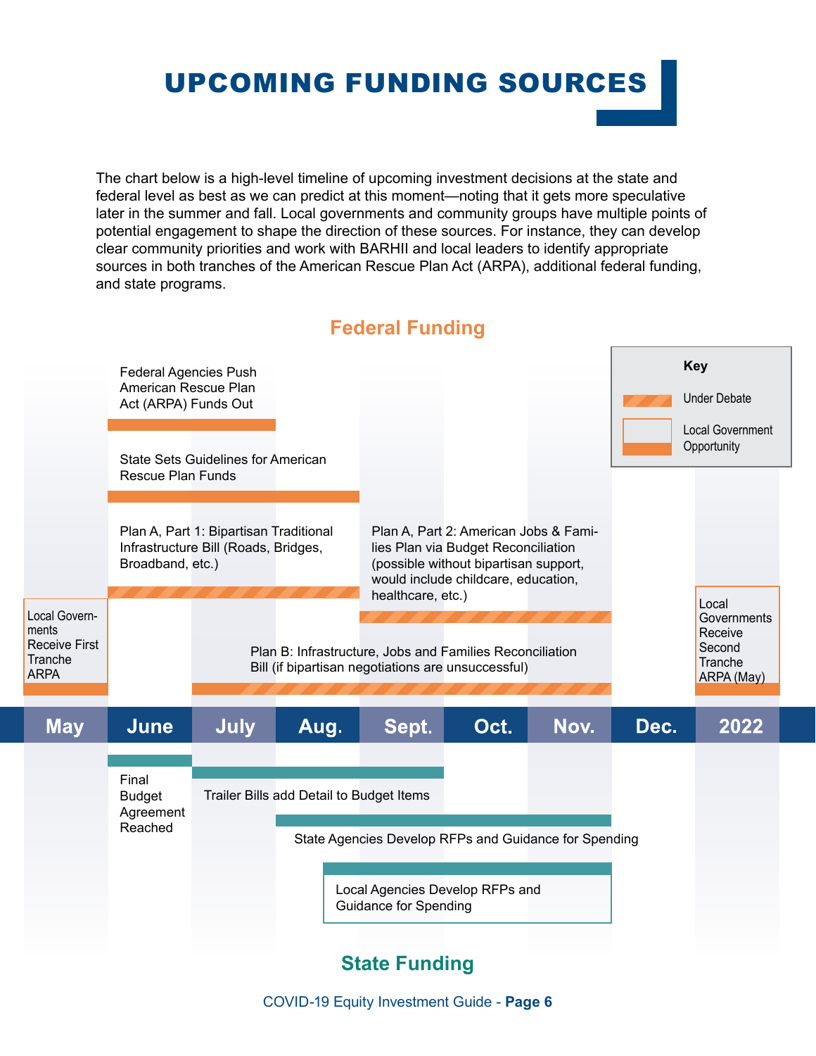# UPCOMING FUNDING SOURCES

The chart below is a high-level timeline of upcoming investment decisions at the state and federal level as best as we can predict at this moment—noting that it gets more speculative later in the summer and fall. Local governments and community groups have multiple points of potential engagement to shape the direction of these sources. For instance, they can develop clear community priorities and work with BARHII and local leaders to identify appropriate sources in both tranches of the American Rescue Plan Act (ARPA), additional federal funding, and state programs.

## Federal Funding

**Key**
- Under Debate
- Local Government Opportunity

| Timeline | Item |
|---|---|
| May | Local Governments Receive First Tranche ARPA |
| June – July | Federal Agencies Push American Rescue Plan Act (ARPA) Funds Out |
| June – Aug. | State Sets Guidelines for American Rescue Plan Funds |
| June – Aug. (Under Debate) | Plan A, Part 1: Bipartisan Traditional Infrastructure Bill (Roads, Bridges, Broadband, etc.) |
| Sept. – Nov. (Under Debate) | Plan A, Part 2: American Jobs & Families Plan via Budget Reconciliation (possible without bipartisan support, would include childcare, education, healthcare, etc.) |
| July – Nov. (Under Debate) | Plan B: Infrastructure, Jobs and Families Reconciliation Bill (if bipartisan negotiations are unsuccessful) |
| 2022 | Local Governments Receive Second Tranche ARPA (May) |

May | June | July | Aug. | Sept. | Oct. | Nov. | Dec. | 2022

## State Funding

| Timeline | Item |
|---|---|
| June | Final Budget Agreement Reached |
| July – Sept. | Trailer Bills add Detail to Budget Items |
| Aug. – Nov. | State Agencies Develop RFPs and Guidance for Spending |
| Aug. – Nov. (Local Government Opportunity) | Local Agencies Develop RFPs and Guidance for Spending |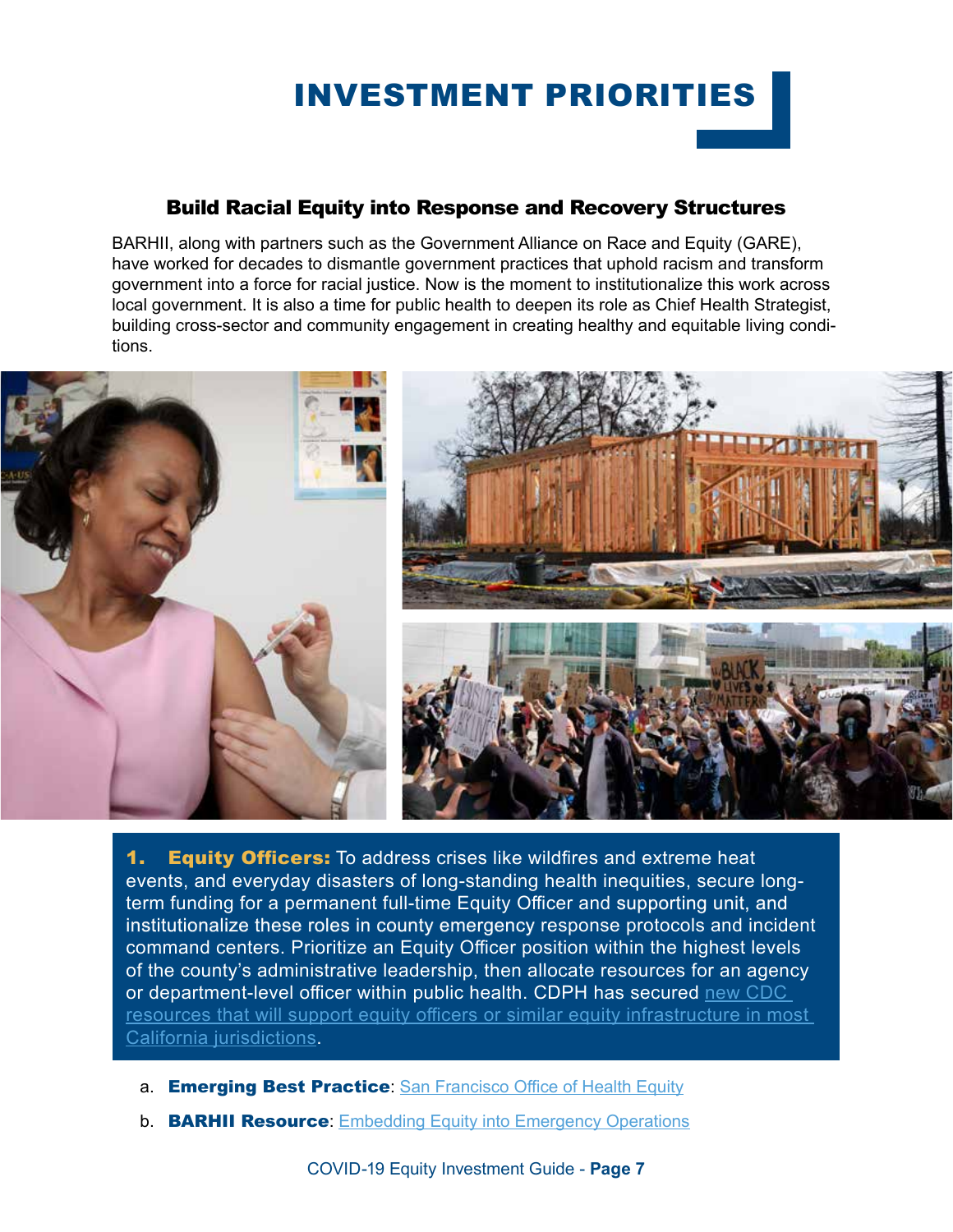# INVESTMENT PRIORITIES

## Build Racial Equity into Response and Recovery Structures

BARHII, along with partners such as the Government Alliance on Race and Equity (GARE), have worked for decades to dismantle government practices that uphold racism and transform government into a force for racial justice. Now is the moment to institutionalize this work across local government. It is also a time for public health to deepen its role as Chief Health Strategist, building cross-sector and community engagement in creating healthy and equitable living conditions.

**1. Equity Officers:** To address crises like wildfires and extreme heat events, and everyday disasters of long-standing health inequities, secure long-term funding for a permanent full-time Equity Officer and supporting unit, and institutionalize these roles in county emergency response protocols and incident command centers. Prioritize an Equity Officer position within the highest levels of the county's administrative leadership, then allocate resources for an agency or department-level officer within public health. CDPH has secured new CDC resources that will support equity officers or similar equity infrastructure in most California jurisdictions.

a. **Emerging Best Practice**: San Francisco Office of Health Equity

b. **BARHII Resource**: Embedding Equity into Emergency Operations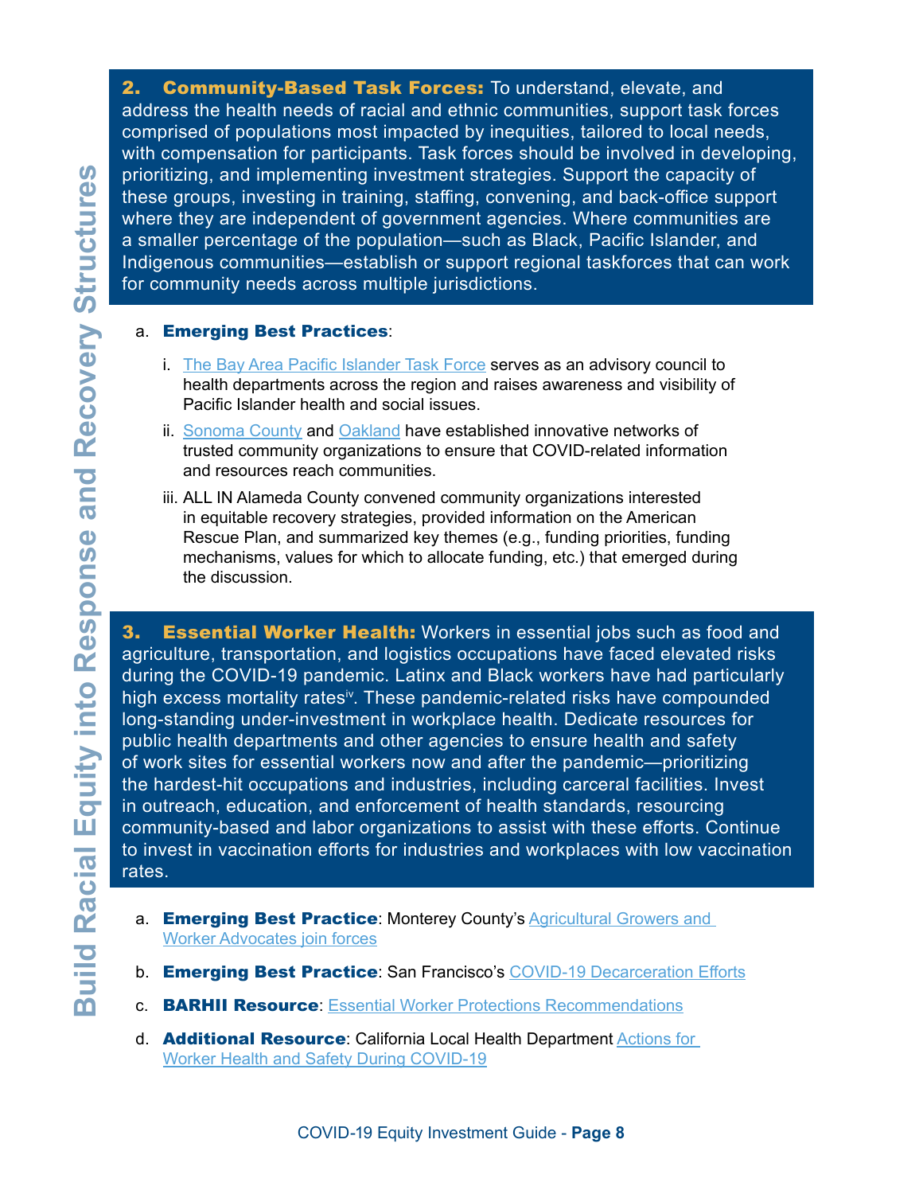**2. Community-Based Task Forces:** To understand, elevate, and address the health needs of racial and ethnic communities, support task forces comprised of populations most impacted by inequities, tailored to local needs, with compensation for participants. Task forces should be involved in developing, prioritizing, and implementing investment strategies. Support the capacity of these groups, investing in training, staffing, convening, and back-office support where they are independent of government agencies. Where communities are a smaller percentage of the population—such as Black, Pacific Islander, and Indigenous communities—establish or support regional taskforces that can work for community needs across multiple jurisdictions.

a. **Emerging Best Practices**:

i. The Bay Area Pacific Islander Task Force serves as an advisory council to health departments across the region and raises awareness and visibility of Pacific Islander health and social issues.

ii. Sonoma County and Oakland have established innovative networks of trusted community organizations to ensure that COVID-related information and resources reach communities.

iii. ALL IN Alameda County convened community organizations interested in equitable recovery strategies, provided information on the American Rescue Plan, and summarized key themes (e.g., funding priorities, funding mechanisms, values for which to allocate funding, etc.) that emerged during the discussion.

**3. Essential Worker Health:** Workers in essential jobs such as food and agriculture, transportation, and logistics occupations have faced elevated risks during the COVID-19 pandemic. Latinx and Black workers have had particularly high excess mortality rates[iv]. These pandemic-related risks have compounded long-standing under-investment in workplace health. Dedicate resources for public health departments and other agencies to ensure health and safety of work sites for essential workers now and after the pandemic—prioritizing the hardest-hit occupations and industries, including carceral facilities. Invest in outreach, education, and enforcement of health standards, resourcing community-based and labor organizations to assist with these efforts. Continue to invest in vaccination efforts for industries and workplaces with low vaccination rates.

a. **Emerging Best Practice**: Monterey County's Agricultural Growers and Worker Advocates join forces

b. **Emerging Best Practice**: San Francisco's COVID-19 Decarceration Efforts

c. **BARHII Resource**: Essential Worker Protections Recommendations

d. **Additional Resource**: California Local Health Department Actions for Worker Health and Safety During COVID-19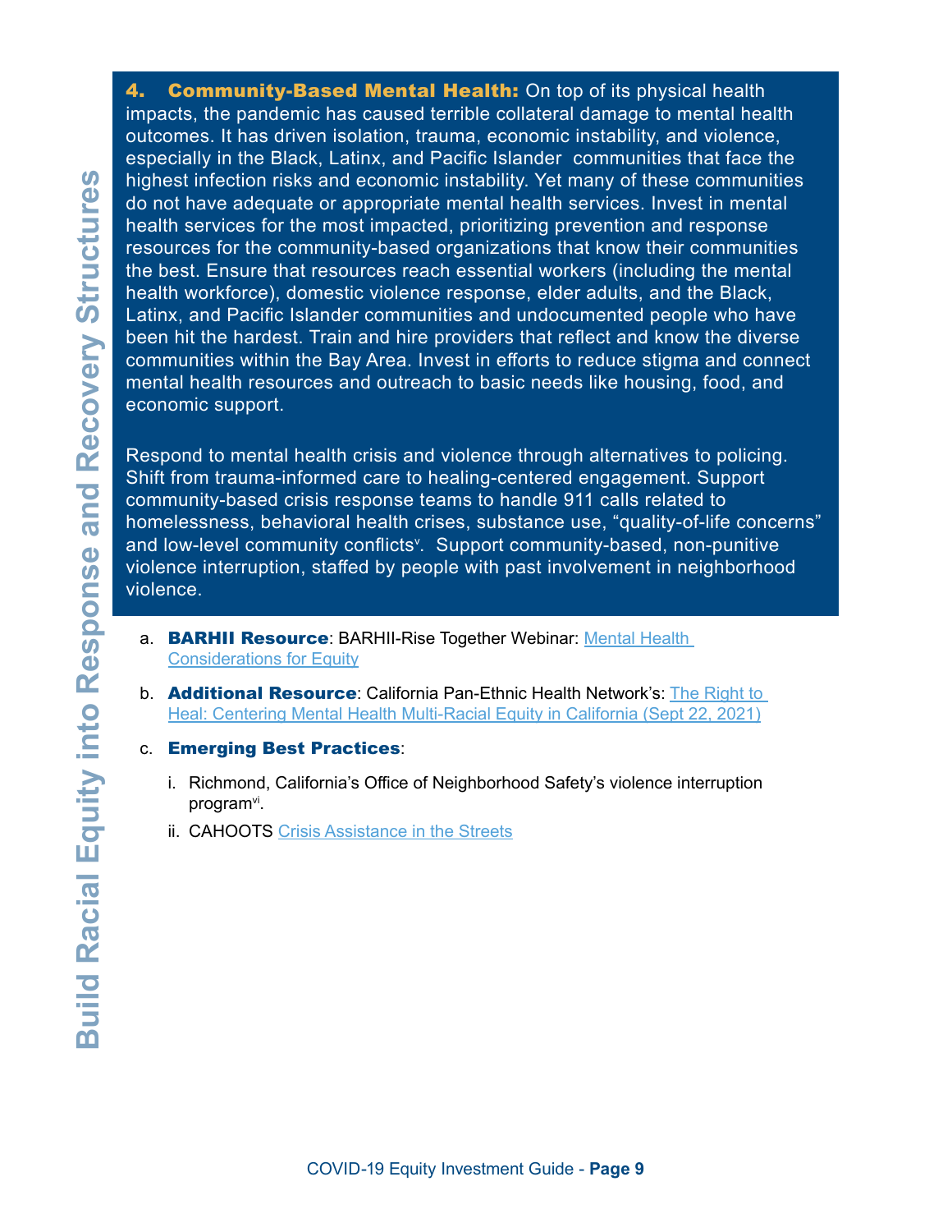**4. Community-Based Mental Health:** On top of its physical health impacts, the pandemic has caused terrible collateral damage to mental health outcomes. It has driven isolation, trauma, economic instability, and violence, especially in the Black, Latinx, and Pacific Islander communities that face the highest infection risks and economic instability. Yet many of these communities do not have adequate or appropriate mental health services. Invest in mental health services for the most impacted, prioritizing prevention and response resources for the community-based organizations that know their communities the best. Ensure that resources reach essential workers (including the mental health workforce), domestic violence response, elder adults, and the Black, Latinx, and Pacific Islander communities and undocumented people who have been hit the hardest. Train and hire providers that reflect and know the diverse communities within the Bay Area. Invest in efforts to reduce stigma and connect mental health resources and outreach to basic needs like housing, food, and economic support.

Respond to mental health crisis and violence through alternatives to policing. Shift from trauma-informed care to healing-centered engagement. Support community-based crisis response teams to handle 911 calls related to homelessness, behavioral health crises, substance use, "quality-of-life concerns" and low-level community conflicts[v]. Support community-based, non-punitive violence interruption, staffed by people with past involvement in neighborhood violence.

a. **BARHII Resource**: BARHII-Rise Together Webinar: Mental Health Considerations for Equity

b. **Additional Resource**: California Pan-Ethnic Health Network's: The Right to Heal: Centering Mental Health Multi-Racial Equity in California (Sept 22, 2021)

c. **Emerging Best Practices**:

   i. Richmond, California's Office of Neighborhood Safety's violence interruption program[vi].

   ii. CAHOOTS Crisis Assistance in the Streets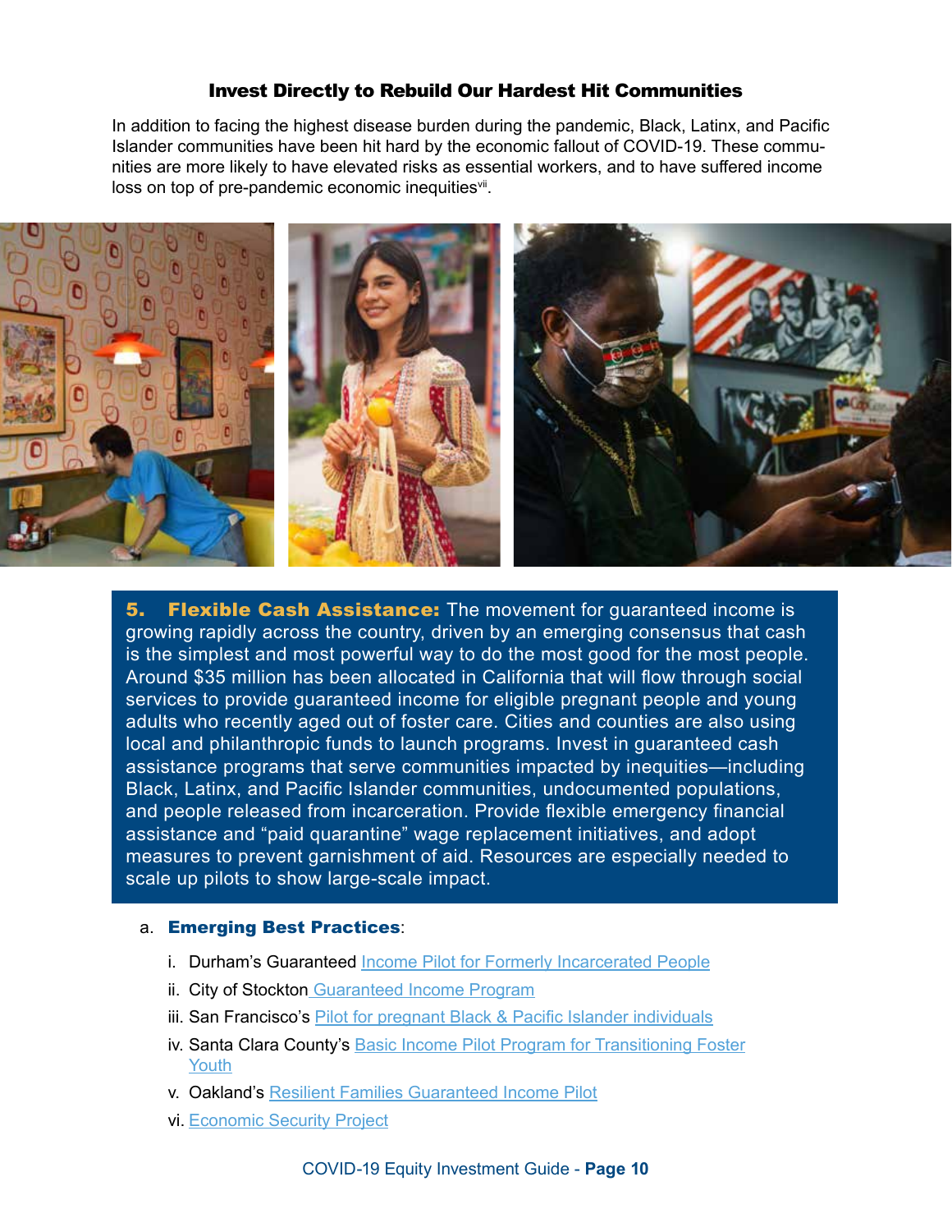## Invest Directly to Rebuild Our Hardest Hit Communities

In addition to facing the highest disease burden during the pandemic, Black, Latinx, and Pacific Islander communities have been hit hard by the economic fallout of COVID-19. These communities are more likely to have elevated risks as essential workers, and to have suffered income loss on top of pre-pandemic economic inequities[vii].

**5. Flexible Cash Assistance:** The movement for guaranteed income is growing rapidly across the country, driven by an emerging consensus that cash is the simplest and most powerful way to do the most good for the most people. Around $35 million has been allocated in California that will flow through social services to provide guaranteed income for eligible pregnant people and young adults who recently aged out of foster care. Cities and counties are also using local and philanthropic funds to launch programs. Invest in guaranteed cash assistance programs that serve communities impacted by inequities—including Black, Latinx, and Pacific Islander communities, undocumented populations, and people released from incarceration. Provide flexible emergency financial assistance and "paid quarantine" wage replacement initiatives, and adopt measures to prevent garnishment of aid. Resources are especially needed to scale up pilots to show large-scale impact.

a. **Emerging Best Practices**:

   i. Durham's Guaranteed Income Pilot for Formerly Incarcerated People

   ii. City of Stockton Guaranteed Income Program

   iii. San Francisco's Pilot for pregnant Black & Pacific Islander individuals

   iv. Santa Clara County's Basic Income Pilot Program for Transitioning Foster Youth

   v. Oakland's Resilient Families Guaranteed Income Pilot

   vi. Economic Security Project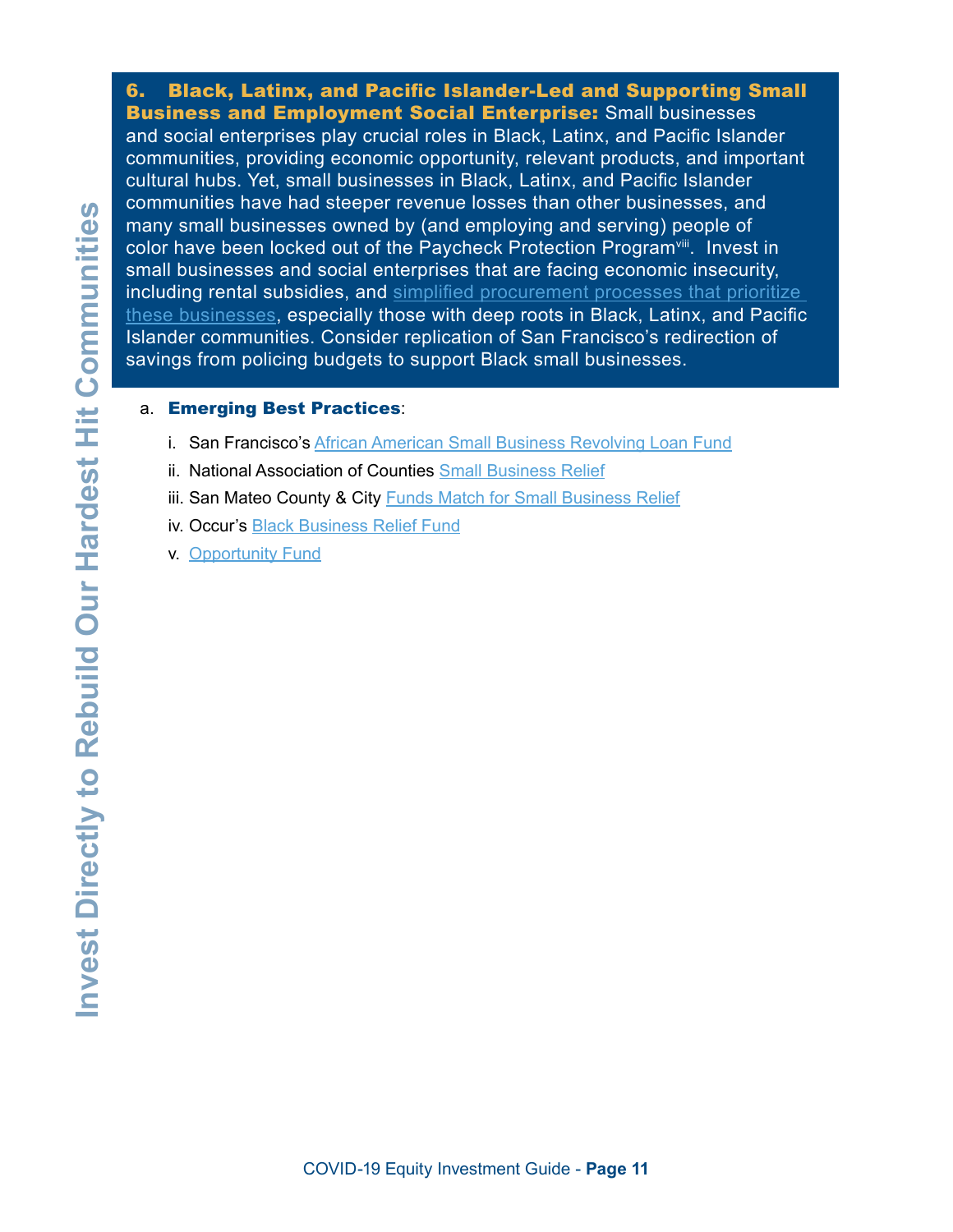**6. Black, Latinx, and Pacific Islander-Led and Supporting Small Business and Employment Social Enterprise:** Small businesses and social enterprises play crucial roles in Black, Latinx, and Pacific Islander communities, providing economic opportunity, relevant products, and important cultural hubs. Yet, small businesses in Black, Latinx, and Pacific Islander communities have had steeper revenue losses than other businesses, and many small businesses owned by (and employing and serving) people of color have been locked out of the Paycheck Protection Program[viii]. Invest in small businesses and social enterprises that are facing economic insecurity, including rental subsidies, and simplified procurement processes that prioritize these businesses, especially those with deep roots in Black, Latinx, and Pacific Islander communities. Consider replication of San Francisco's redirection of savings from policing budgets to support Black small businesses.

a. **Emerging Best Practices**:

   i. San Francisco's African American Small Business Revolving Loan Fund

   ii. National Association of Counties Small Business Relief

   iii. San Mateo County & City Funds Match for Small Business Relief

   iv. Occur's Black Business Relief Fund

   v. Opportunity Fund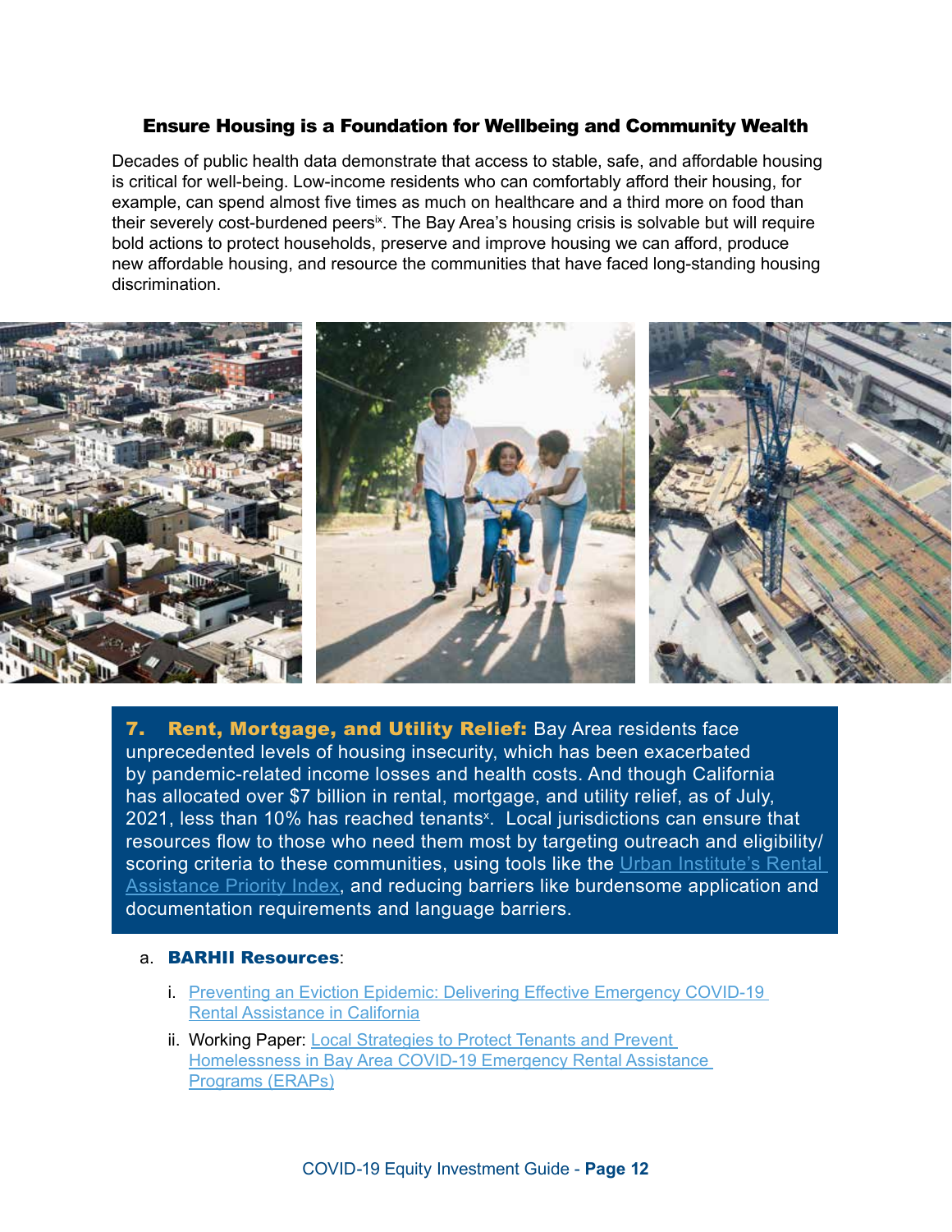## Ensure Housing is a Foundation for Wellbeing and Community Wealth

Decades of public health data demonstrate that access to stable, safe, and affordable housing is critical for well-being. Low-income residents who can comfortably afford their housing, for example, can spend almost five times as much on healthcare and a third more on food than their severely cost-burdened peers[ix]. The Bay Area's housing crisis is solvable but will require bold actions to protect households, preserve and improve housing we can afford, produce new affordable housing, and resource the communities that have faced long-standing housing discrimination.

**7. Rent, Mortgage, and Utility Relief:** Bay Area residents face unprecedented levels of housing insecurity, which has been exacerbated by pandemic-related income losses and health costs. And though California has allocated over $7 billion in rental, mortgage, and utility relief, as of July, 2021, less than 10% has reached tenants[x]. Local jurisdictions can ensure that resources flow to those who need them most by targeting outreach and eligibility/scoring criteria to these communities, using tools like the Urban Institute's Rental Assistance Priority Index, and reducing barriers like burdensome application and documentation requirements and language barriers.

a. **BARHII Resources**:

   i. Preventing an Eviction Epidemic: Delivering Effective Emergency COVID-19 Rental Assistance in California

   ii. Working Paper: Local Strategies to Protect Tenants and Prevent Homelessness in Bay Area COVID-19 Emergency Rental Assistance Programs (ERAPs)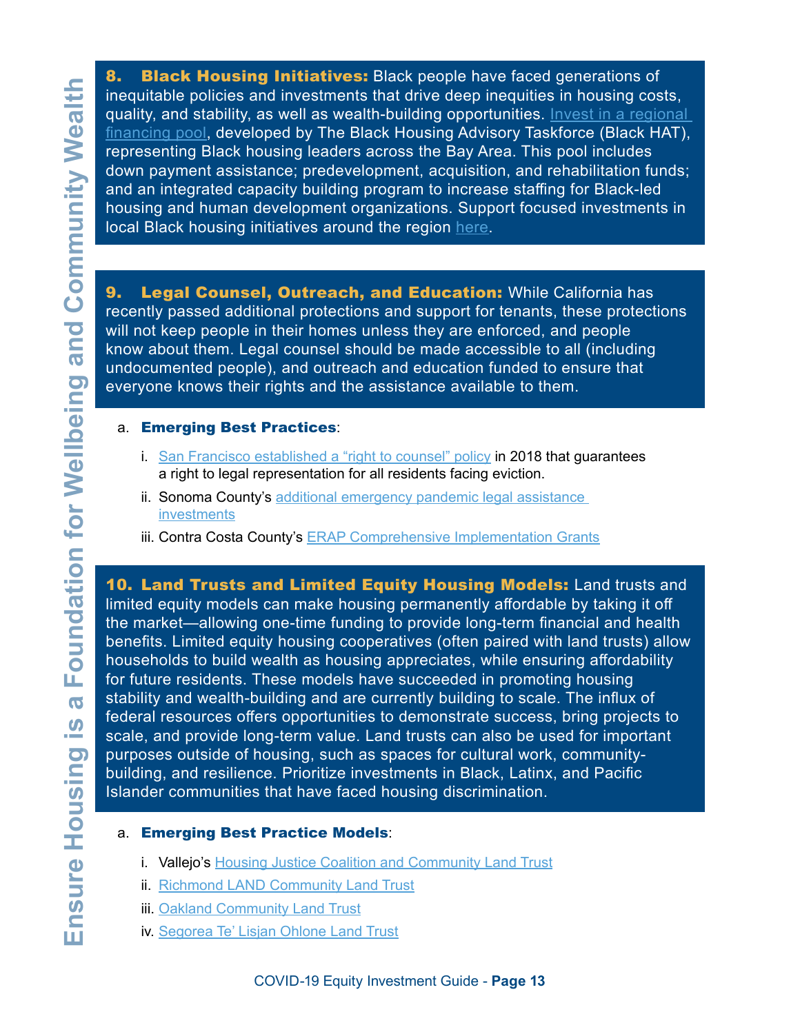**8. Black Housing Initiatives:** Black people have faced generations of inequitable policies and investments that drive deep inequities in housing costs, quality, and stability, as well as wealth-building opportunities. Invest in a regional financing pool, developed by The Black Housing Advisory Taskforce (Black HAT), representing Black housing leaders across the Bay Area. This pool includes down payment assistance; predevelopment, acquisition, and rehabilitation funds; and an integrated capacity building program to increase staffing for Black-led housing and human development organizations. Support focused investments in local Black housing initiatives around the region here.

**9. Legal Counsel, Outreach, and Education:** While California has recently passed additional protections and support for tenants, these protections will not keep people in their homes unless they are enforced, and people know about them. Legal counsel should be made accessible to all (including undocumented people), and outreach and education funded to ensure that everyone knows their rights and the assistance available to them.

a. **Emerging Best Practices**:

   i. San Francisco established a "right to counsel" policy in 2018 that guarantees a right to legal representation for all residents facing eviction.

   ii. Sonoma County's additional emergency pandemic legal assistance investments

   iii. Contra Costa County's ERAP Comprehensive Implementation Grants

**10. Land Trusts and Limited Equity Housing Models:** Land trusts and limited equity models can make housing permanently affordable by taking it off the market—allowing one-time funding to provide long-term financial and health benefits. Limited equity housing cooperatives (often paired with land trusts) allow households to build wealth as housing appreciates, while ensuring affordability for future residents. These models have succeeded in promoting housing stability and wealth-building and are currently building to scale. The influx of federal resources offers opportunities to demonstrate success, bring projects to scale, and provide long-term value. Land trusts can also be used for important purposes outside of housing, such as spaces for cultural work, community-building, and resilience. Prioritize investments in Black, Latinx, and Pacific Islander communities that have faced housing discrimination.

a. **Emerging Best Practice Models**:

   i. Vallejo's Housing Justice Coalition and Community Land Trust

   ii. Richmond LAND Community Land Trust

   iii. Oakland Community Land Trust

   iv. Segorea Te' Lisjan Ohlone Land Trust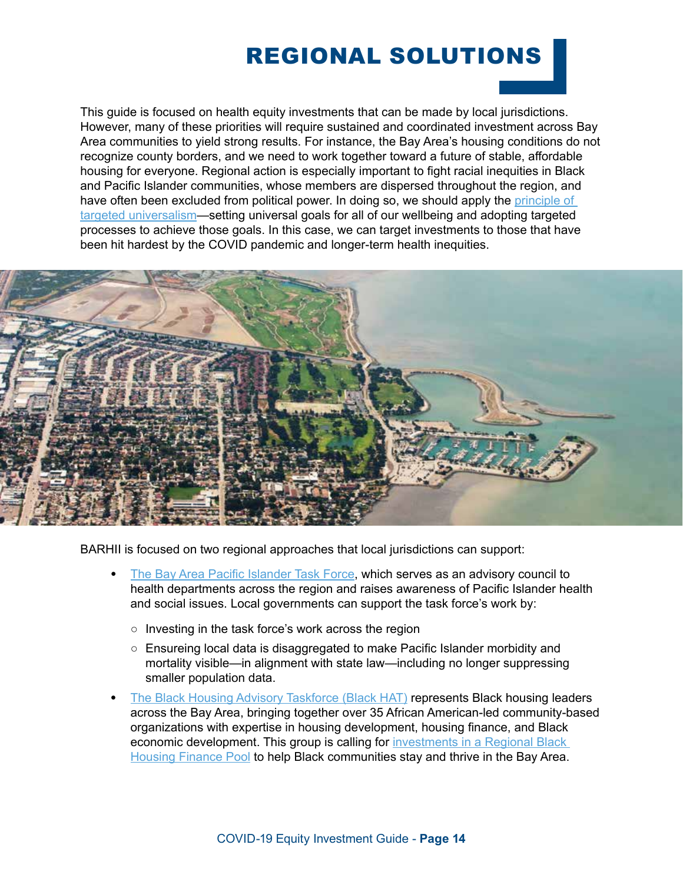# REGIONAL SOLUTIONS

This guide is focused on health equity investments that can be made by local jurisdictions. However, many of these priorities will require sustained and coordinated investment across Bay Area communities to yield strong results. For instance, the Bay Area's housing conditions do not recognize county borders, and we need to work together toward a future of stable, affordable housing for everyone. Regional action is especially important to fight racial inequities in Black and Pacific Islander communities, whose members are dispersed throughout the region, and have often been excluded from political power. In doing so, we should apply the principle of targeted universalism—setting universal goals for all of our wellbeing and adopting targeted processes to achieve those goals. In this case, we can target investments to those that have been hit hardest by the COVID pandemic and longer-term health inequities.

BARHII is focused on two regional approaches that local jurisdictions can support:

- The Bay Area Pacific Islander Task Force, which serves as an advisory council to health departments across the region and raises awareness of Pacific Islander health and social issues. Local governments can support the task force's work by:
  - Investing in the task force's work across the region
  - Ensureing local data is disaggregated to make Pacific Islander morbidity and mortality visible—in alignment with state law—including no longer suppressing smaller population data.
- The Black Housing Advisory Taskforce (Black HAT) represents Black housing leaders across the Bay Area, bringing together over 35 African American-led community-based organizations with expertise in housing development, housing finance, and Black economic development. This group is calling for investments in a Regional Black Housing Finance Pool to help Black communities stay and thrive in the Bay Area.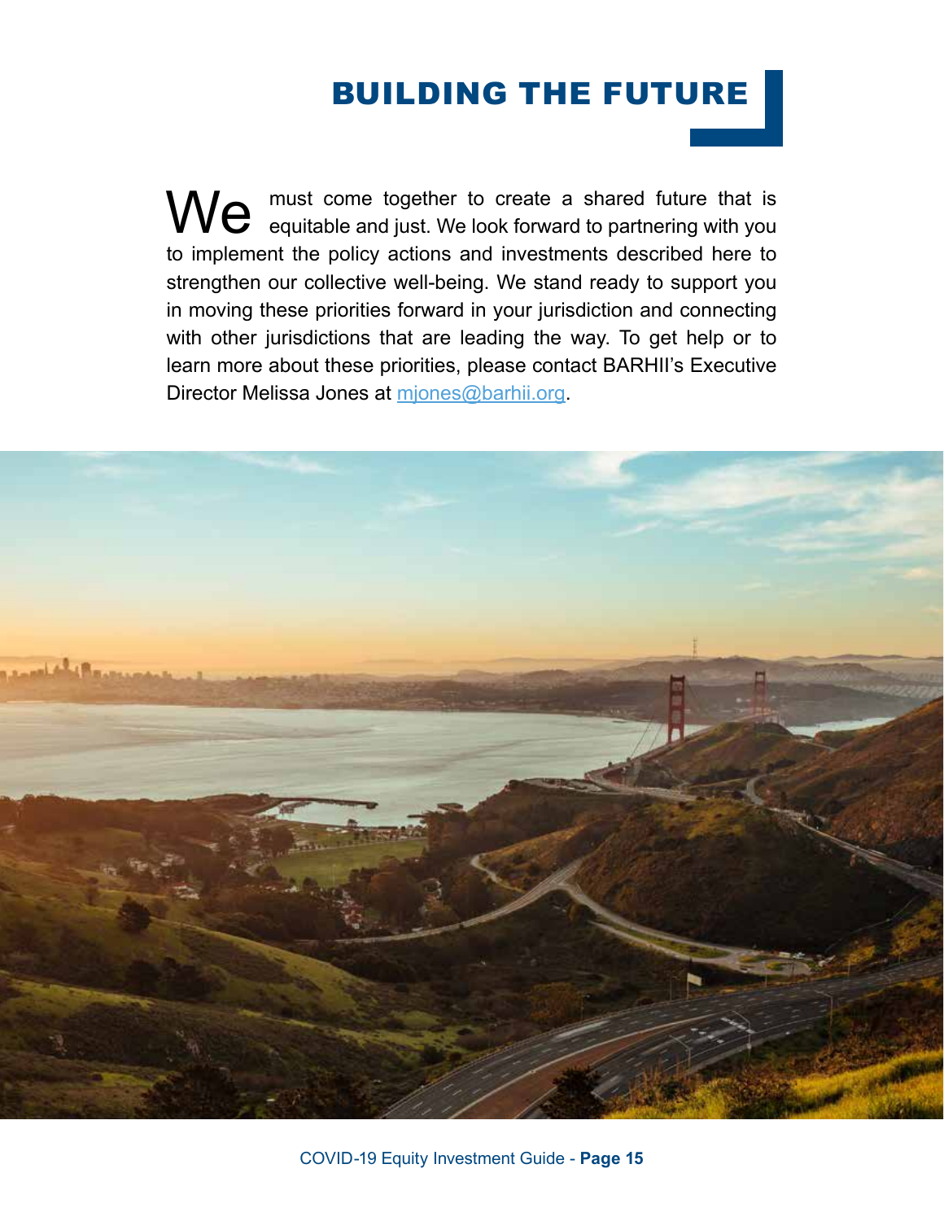# BUILDING THE FUTURE

We must come together to create a shared future that is equitable and just. We look forward to partnering with you to implement the policy actions and investments described here to strengthen our collective well-being. We stand ready to support you in moving these priorities forward in your jurisdiction and connecting with other jurisdictions that are leading the way. To get help or to learn more about these priorities, please contact BARHII's Executive Director Melissa Jones at mjones@barhii.org.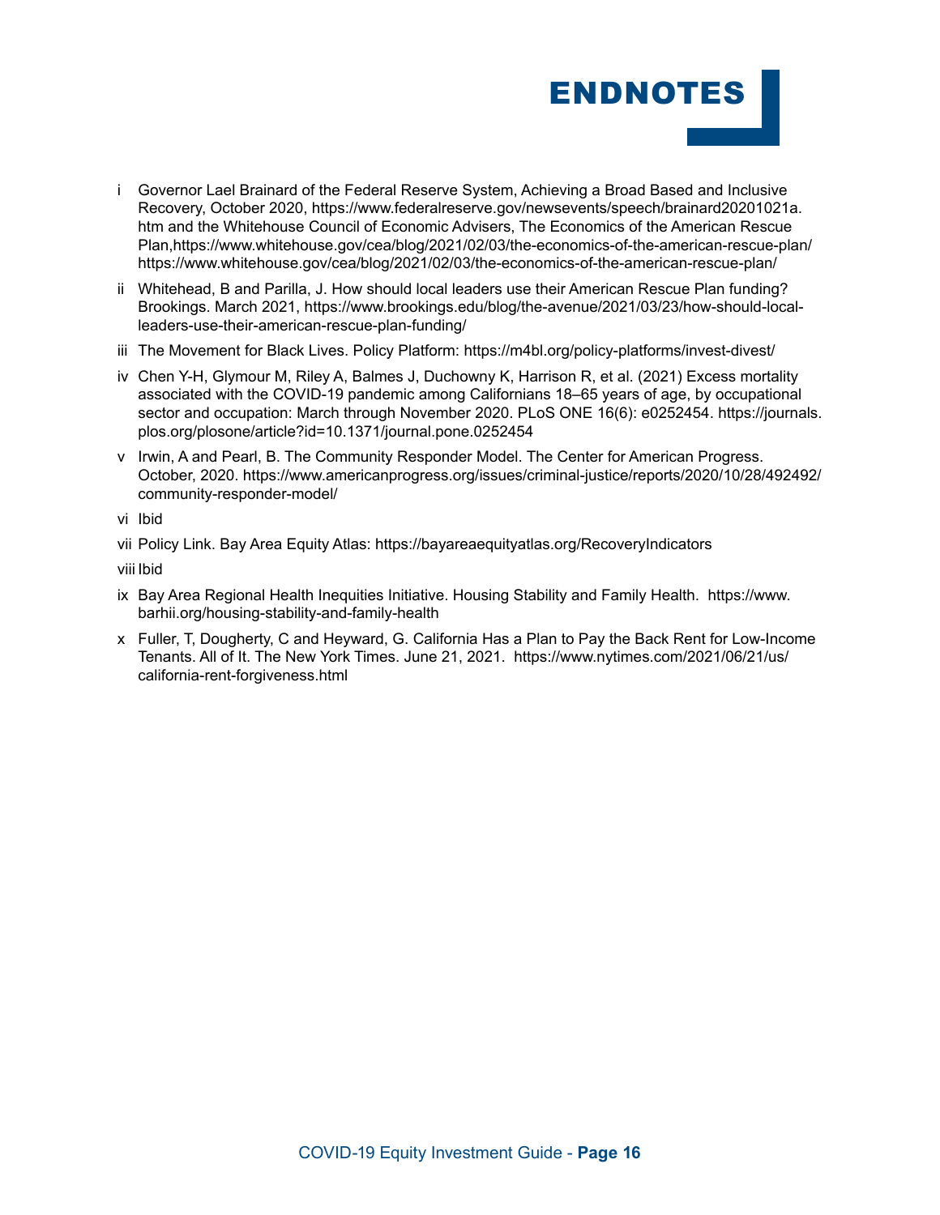# ENDNOTES

i Governor Lael Brainard of the Federal Reserve System, Achieving a Broad Based and Inclusive Recovery, October 2020, https://www.federalreserve.gov/newsevents/speech/brainard20201021a.htm and the Whitehouse Council of Economic Advisers, The Economics of the American Rescue Plan,https://www.whitehouse.gov/cea/blog/2021/02/03/the-economics-of-the-american-rescue-plan/ https://www.whitehouse.gov/cea/blog/2021/02/03/the-economics-of-the-american-rescue-plan/

ii Whitehead, B and Parilla, J. How should local leaders use their American Rescue Plan funding? Brookings. March 2021, https://www.brookings.edu/blog/the-avenue/2021/03/23/how-should-local-leaders-use-their-american-rescue-plan-funding/

iii The Movement for Black Lives. Policy Platform: https://m4bl.org/policy-platforms/invest-divest/

iv Chen Y-H, Glymour M, Riley A, Balmes J, Duchowny K, Harrison R, et al. (2021) Excess mortality associated with the COVID-19 pandemic among Californians 18–65 years of age, by occupational sector and occupation: March through November 2020. PLoS ONE 16(6): e0252454. https://journals.plos.org/plosone/article?id=10.1371/journal.pone.0252454

v Irwin, A and Pearl, B. The Community Responder Model. The Center for American Progress. October, 2020. https://www.americanprogress.org/issues/criminal-justice/reports/2020/10/28/492492/community-responder-model/

vi Ibid

vii Policy Link. Bay Area Equity Atlas: https://bayareaequityatlas.org/RecoveryIndicators

viii Ibid

ix Bay Area Regional Health Inequities Initiative. Housing Stability and Family Health. https://www.barhii.org/housing-stability-and-family-health

x Fuller, T, Dougherty, C and Heyward, G. California Has a Plan to Pay the Back Rent for Low-Income Tenants. All of It. The New York Times. June 21, 2021. https://www.nytimes.com/2021/06/21/us/california-rent-forgiveness.html